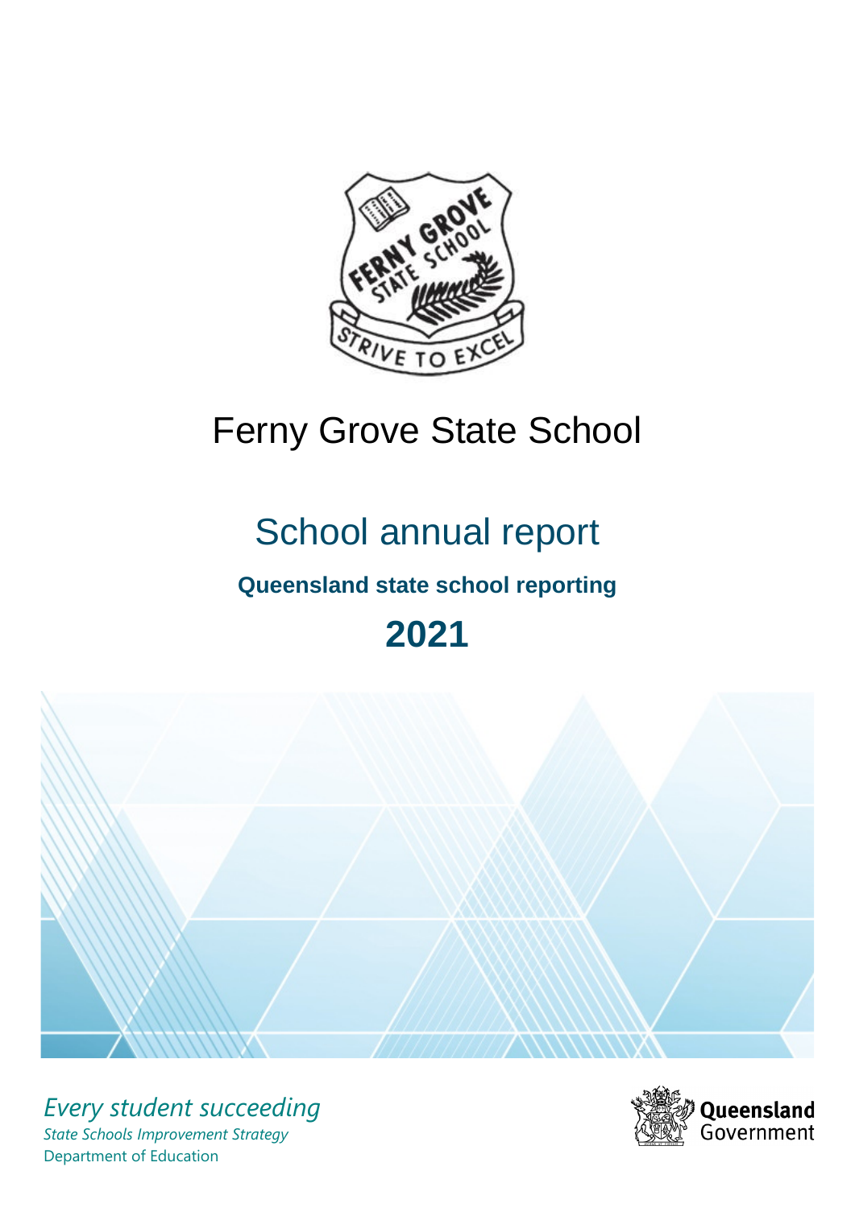# Ferny Grove State School

## School annual report

**Queensland state school reporting**

**2021**

*Every student succeeding*

*State Schools Improvement Strategy*

Department of Education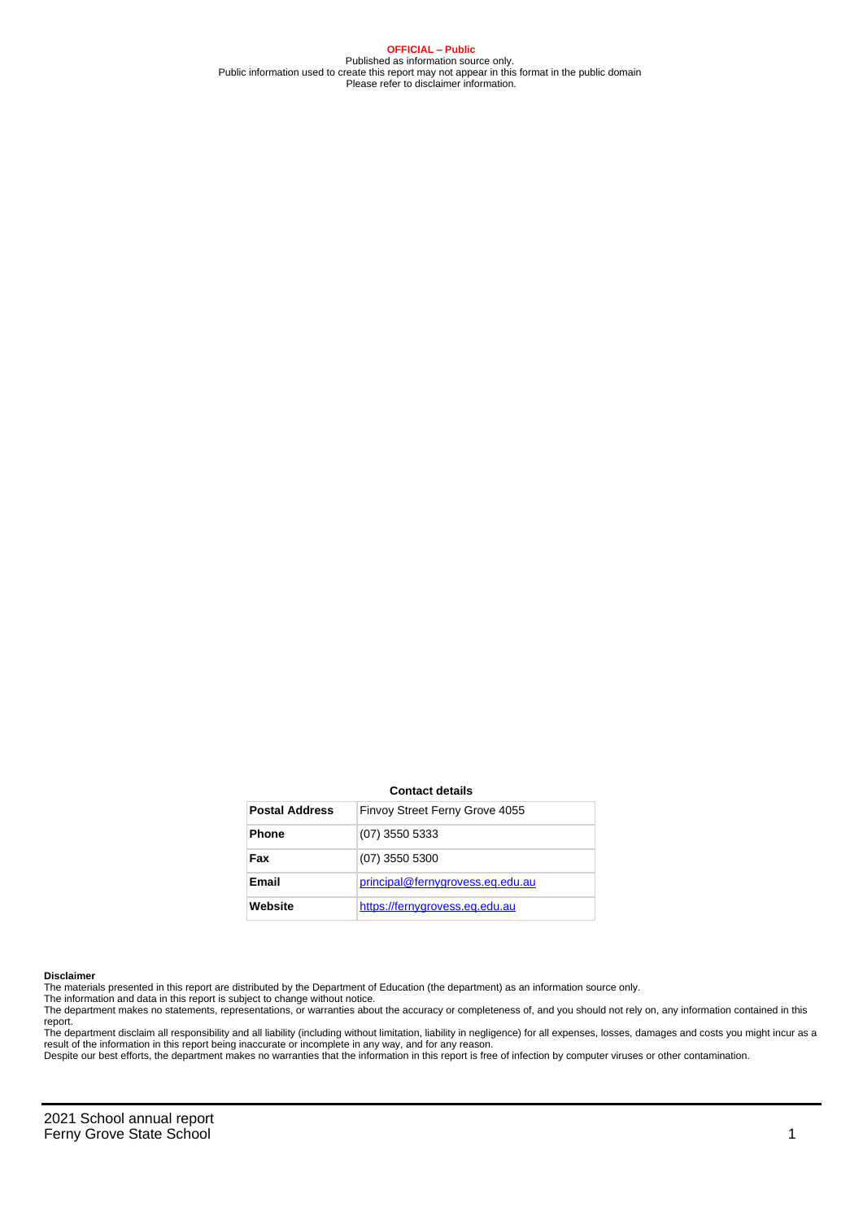**OFFICIAL – Public**
Published as information source only.
Public information used to create this report may not appear in this format in the public domain
Please refer to disclaimer information.

**Contact details**

| | |
|---|---|
| **Postal Address** | Finvoy Street Ferny Grove 4055 |
| **Phone** | (07) 3550 5333 |
| **Fax** | (07) 3550 5300 |
| **Email** | principal@fernygrovess.eq.edu.au |
| **Website** | https://fernygrovess.eq.edu.au |

**Disclaimer**

The materials presented in this report are distributed by the Department of Education (the department) as an information source only.

The information and data in this report is subject to change without notice.

The department makes no statements, representations, or warranties about the accuracy or completeness of, and you should not rely on, any information contained in this report.

The department disclaim all responsibility and all liability (including without limitation, liability in negligence) for all expenses, losses, damages and costs you might incur as a result of the information in this report being inaccurate or incomplete in any way, and for any reason.

Despite our best efforts, the department makes no warranties that the information in this report is free of infection by computer viruses or other contamination.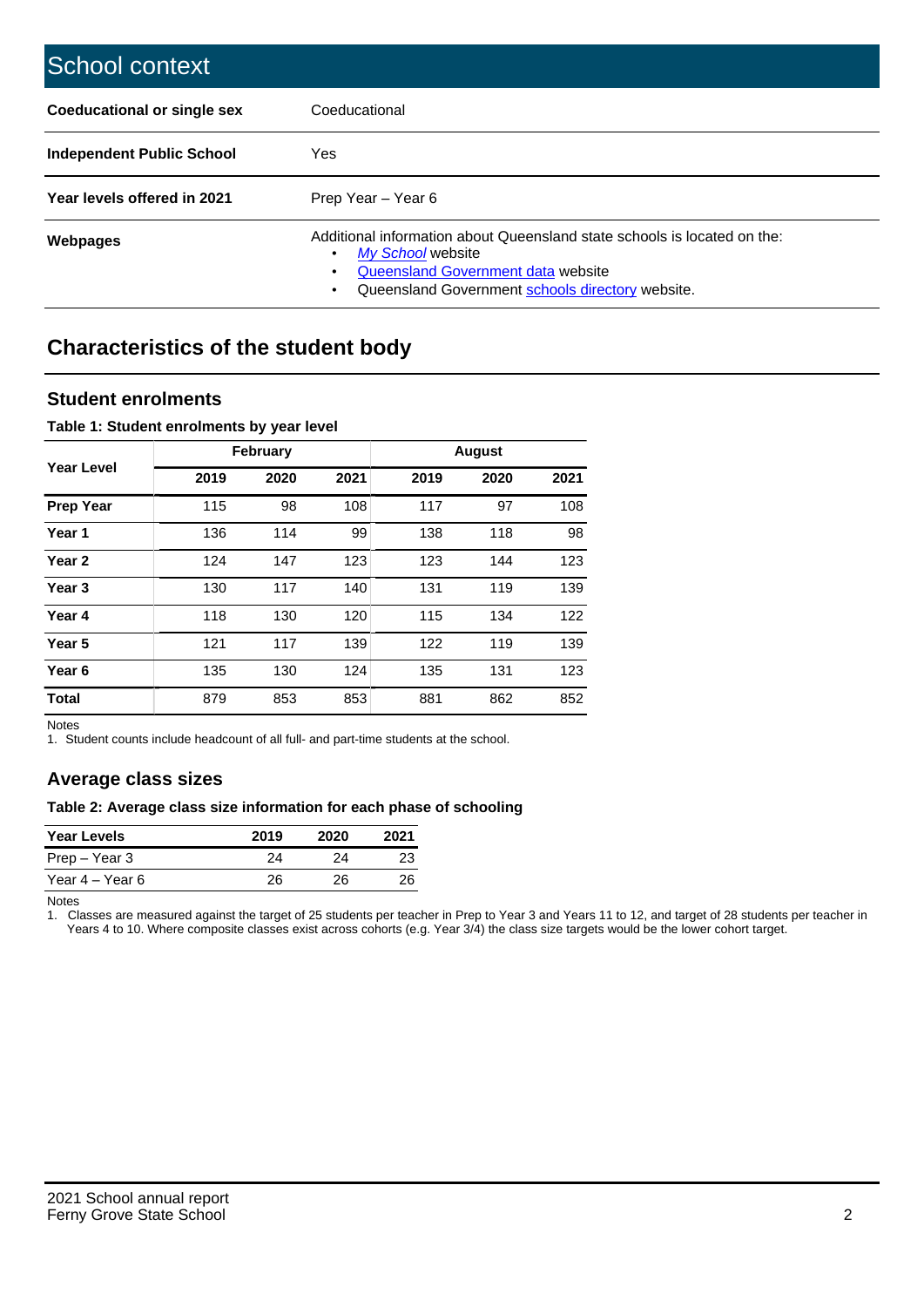# School context

| | |
|---|---|
| **Coeducational or single sex** | Coeducational |
| **Independent Public School** | Yes |
| **Year levels offered in 2021** | Prep Year – Year 6 |
| **Webpages** | Additional information about Queensland state schools is located on the:<br>• *My School* website<br>• Queensland Government data website<br>• Queensland Government schools directory website. |

## Characteristics of the student body

### Student enrolments

**Table 1: Student enrolments by year level**

| Year Level | February | | | August | | |
|---|---|---|---|---|---|---|
| | 2019 | 2020 | 2021 | 2019 | 2020 | 2021 |
| **Prep Year** | 115 | 98 | 108 | 117 | 97 | 108 |
| **Year 1** | 136 | 114 | 99 | 138 | 118 | 98 |
| **Year 2** | 124 | 147 | 123 | 123 | 144 | 123 |
| **Year 3** | 130 | 117 | 140 | 131 | 119 | 139 |
| **Year 4** | 118 | 130 | 120 | 115 | 134 | 122 |
| **Year 5** | 121 | 117 | 139 | 122 | 119 | 139 |
| **Year 6** | 135 | 130 | 124 | 135 | 131 | 123 |
| **Total** | 879 | 853 | 853 | 881 | 862 | 852 |

Notes
1. Student counts include headcount of all full- and part-time students at the school.

### Average class sizes

**Table 2: Average class size information for each phase of schooling**

| Year Levels | 2019 | 2020 | 2021 |
|---|---|---|---|
| Prep – Year 3 | 24 | 24 | 23 |
| Year 4 – Year 6 | 26 | 26 | 26 |

Notes
1. Classes are measured against the target of 25 students per teacher in Prep to Year 3 and Years 11 to 12, and target of 28 students per teacher in Years 4 to 10. Where composite classes exist across cohorts (e.g. Year 3/4) the class size targets would be the lower cohort target.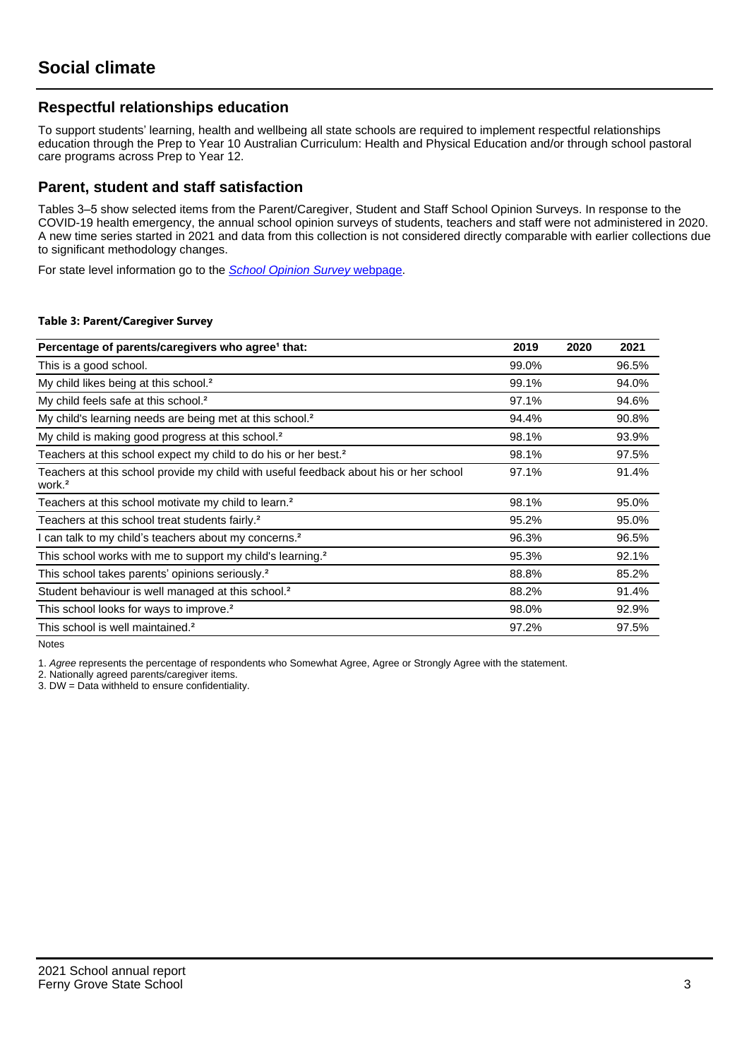# Social climate

## Respectful relationships education

To support students' learning, health and wellbeing all state schools are required to implement respectful relationships education through the Prep to Year 10 Australian Curriculum: Health and Physical Education and/or through school pastoral care programs across Prep to Year 12.

## Parent, student and staff satisfaction

Tables 3–5 show selected items from the Parent/Caregiver, Student and Staff School Opinion Surveys. In response to the COVID-19 health emergency, the annual school opinion surveys of students, teachers and staff were not administered in 2020. A new time series started in 2021 and data from this collection is not considered directly comparable with earlier collections due to significant methodology changes.

For state level information go to the *School Opinion Survey* webpage.

**Table 3: Parent/Caregiver Survey**

| Percentage of parents/caregivers who agree[1] that: | 2019 | 2020 | 2021 |
|---|---|---|---|
| This is a good school. | 99.0% | | 96.5% |
| My child likes being at this school.[2] | 99.1% | | 94.0% |
| My child feels safe at this school.[2] | 97.1% | | 94.6% |
| My child's learning needs are being met at this school.[2] | 94.4% | | 90.8% |
| My child is making good progress at this school.[2] | 98.1% | | 93.9% |
| Teachers at this school expect my child to do his or her best.[2] | 98.1% | | 97.5% |
| Teachers at this school provide my child with useful feedback about his or her school work.[2] | 97.1% | | 91.4% |
| Teachers at this school motivate my child to learn.[2] | 98.1% | | 95.0% |
| Teachers at this school treat students fairly.[2] | 95.2% | | 95.0% |
| I can talk to my child's teachers about my concerns.[2] | 96.3% | | 96.5% |
| This school works with me to support my child's learning.[2] | 95.3% | | 92.1% |
| This school takes parents' opinions seriously.[2] | 88.8% | | 85.2% |
| Student behaviour is well managed at this school.[2] | 88.2% | | 91.4% |
| This school looks for ways to improve.[2] | 98.0% | | 92.9% |
| This school is well maintained.[2] | 97.2% | | 97.5% |

Notes

1. *Agree* represents the percentage of respondents who Somewhat Agree, Agree or Strongly Agree with the statement.
2. Nationally agreed parents/caregiver items.
3. DW = Data withheld to ensure confidentiality.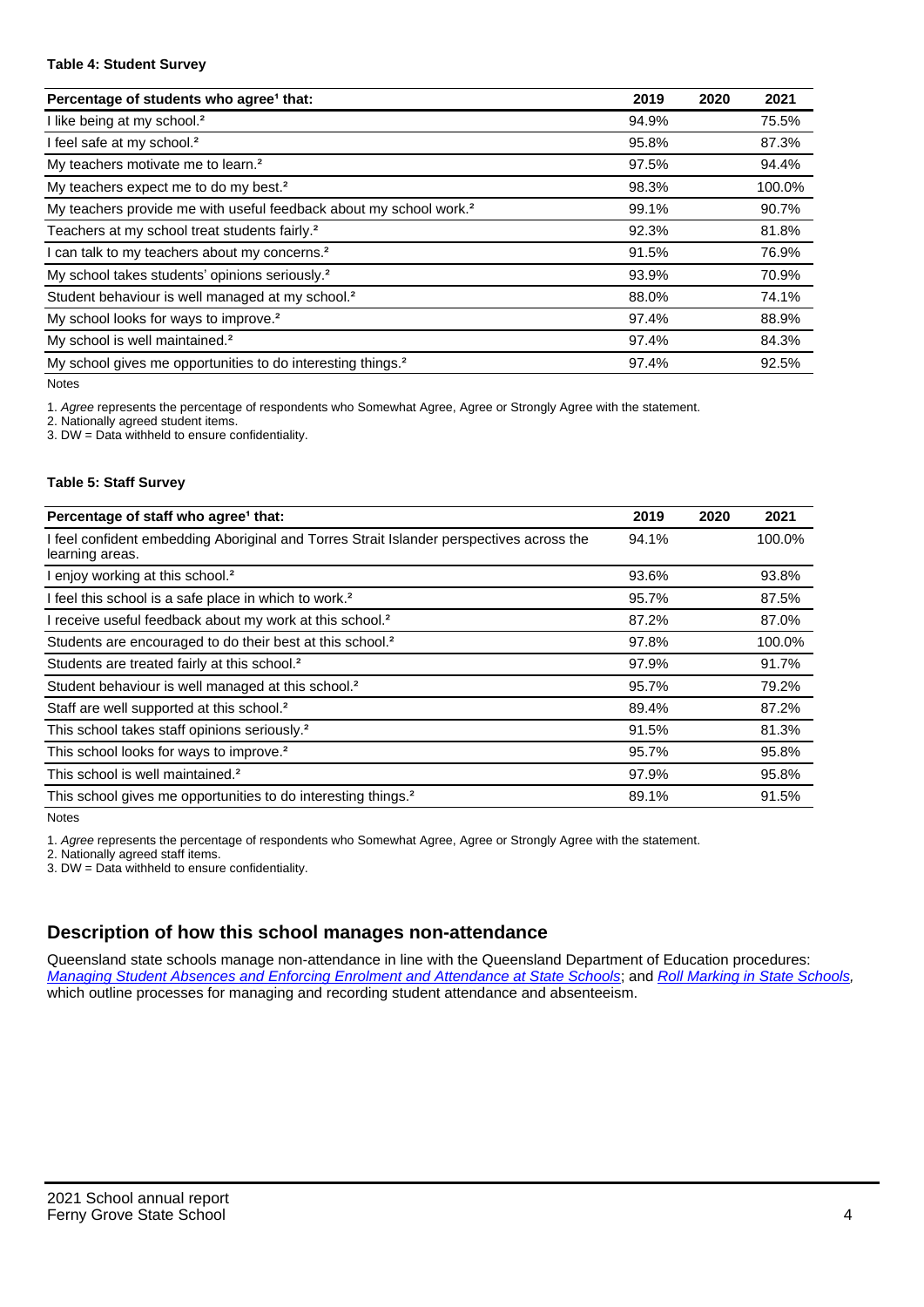**Table 4: Student Survey**

| Percentage of students who agree[1] that: | 2019 | 2020 | 2021 |
|---|---|---|---|
| I like being at my school.[2] | 94.9% | | 75.5% |
| I feel safe at my school.[2] | 95.8% | | 87.3% |
| My teachers motivate me to learn.[2] | 97.5% | | 94.4% |
| My teachers expect me to do my best.[2] | 98.3% | | 100.0% |
| My teachers provide me with useful feedback about my school work.[2] | 99.1% | | 90.7% |
| Teachers at my school treat students fairly.[2] | 92.3% | | 81.8% |
| I can talk to my teachers about my concerns.[2] | 91.5% | | 76.9% |
| My school takes students' opinions seriously.[2] | 93.9% | | 70.9% |
| Student behaviour is well managed at my school.[2] | 88.0% | | 74.1% |
| My school looks for ways to improve.[2] | 97.4% | | 88.9% |
| My school is well maintained.[2] | 97.4% | | 84.3% |
| My school gives me opportunities to do interesting things.[2] | 97.4% | | 92.5% |

Notes

1. *Agree* represents the percentage of respondents who Somewhat Agree, Agree or Strongly Agree with the statement.
2. Nationally agreed student items.
3. DW = Data withheld to ensure confidentiality.

**Table 5: Staff Survey**

| Percentage of staff who agree[1] that: | 2019 | 2020 | 2021 |
|---|---|---|---|
| I feel confident embedding Aboriginal and Torres Strait Islander perspectives across the learning areas. | 94.1% | | 100.0% |
| I enjoy working at this school.[2] | 93.6% | | 93.8% |
| I feel this school is a safe place in which to work.[2] | 95.7% | | 87.5% |
| I receive useful feedback about my work at this school.[2] | 87.2% | | 87.0% |
| Students are encouraged to do their best at this school.[2] | 97.8% | | 100.0% |
| Students are treated fairly at this school.[2] | 97.9% | | 91.7% |
| Student behaviour is well managed at this school.[2] | 95.7% | | 79.2% |
| Staff are well supported at this school.[2] | 89.4% | | 87.2% |
| This school takes staff opinions seriously.[2] | 91.5% | | 81.3% |
| This school looks for ways to improve.[2] | 95.7% | | 95.8% |
| This school is well maintained.[2] | 97.9% | | 95.8% |
| This school gives me opportunities to do interesting things.[2] | 89.1% | | 91.5% |

Notes

1. *Agree* represents the percentage of respondents who Somewhat Agree, Agree or Strongly Agree with the statement.
2. Nationally agreed staff items.
3. DW = Data withheld to ensure confidentiality.

## Description of how this school manages non-attendance

Queensland state schools manage non-attendance in line with the Queensland Department of Education procedures: *Managing Student Absences and Enforcing Enrolment and Attendance at State Schools*; and *Roll Marking in State Schools,* which outline processes for managing and recording student attendance and absenteeism.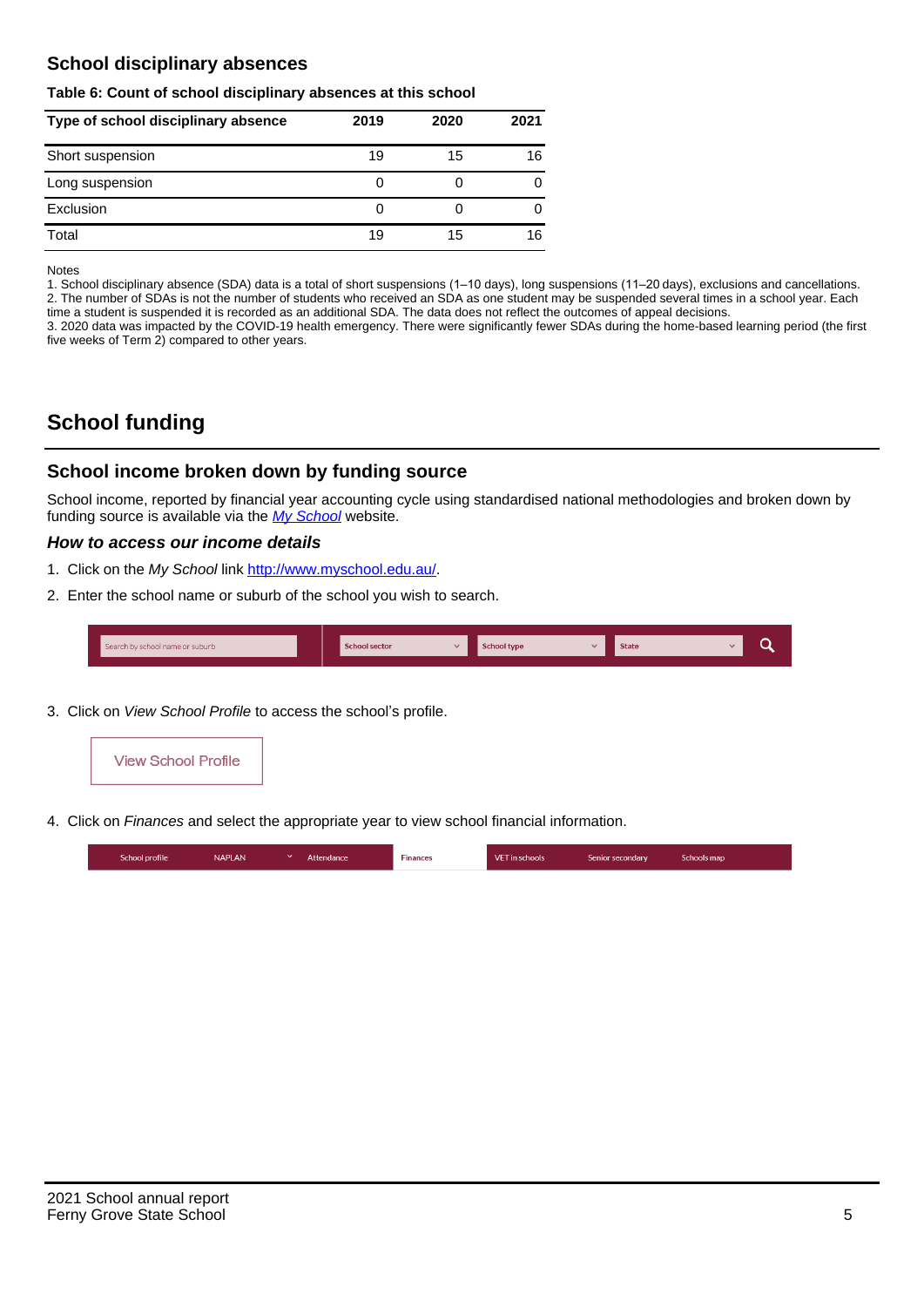## School disciplinary absences

**Table 6: Count of school disciplinary absences at this school**

| Type of school disciplinary absence | 2019 | 2020 | 2021 |
|---|---|---|---|
| Short suspension | 19 | 15 | 16 |
| Long suspension | 0 | 0 | 0 |
| Exclusion | 0 | 0 | 0 |
| Total | 19 | 15 | 16 |

Notes
1. School disciplinary absence (SDA) data is a total of short suspensions (1–10 days), long suspensions (11–20 days), exclusions and cancellations.
2. The number of SDAs is not the number of students who received an SDA as one student may be suspended several times in a school year. Each time a student is suspended it is recorded as an additional SDA. The data does not reflect the outcomes of appeal decisions.
3. 2020 data was impacted by the COVID-19 health emergency. There were significantly fewer SDAs during the home-based learning period (the first five weeks of Term 2) compared to other years.

# School funding

## School income broken down by funding source

School income, reported by financial year accounting cycle using standardised national methodologies and broken down by funding source is available via the *My School* website.

### *How to access our income details*

1. Click on the *My School* link http://www.myschool.edu.au/.
2. Enter the school name or suburb of the school you wish to search.

   Search by school name or suburb | School sector | School type | State

3. Click on *View School Profile* to access the school's profile.

   View School Profile

4. Click on *Finances* and select the appropriate year to view school financial information.

   School profile | NAPLAN | Attendance | Finances | VET in schools | Senior secondary | Schools map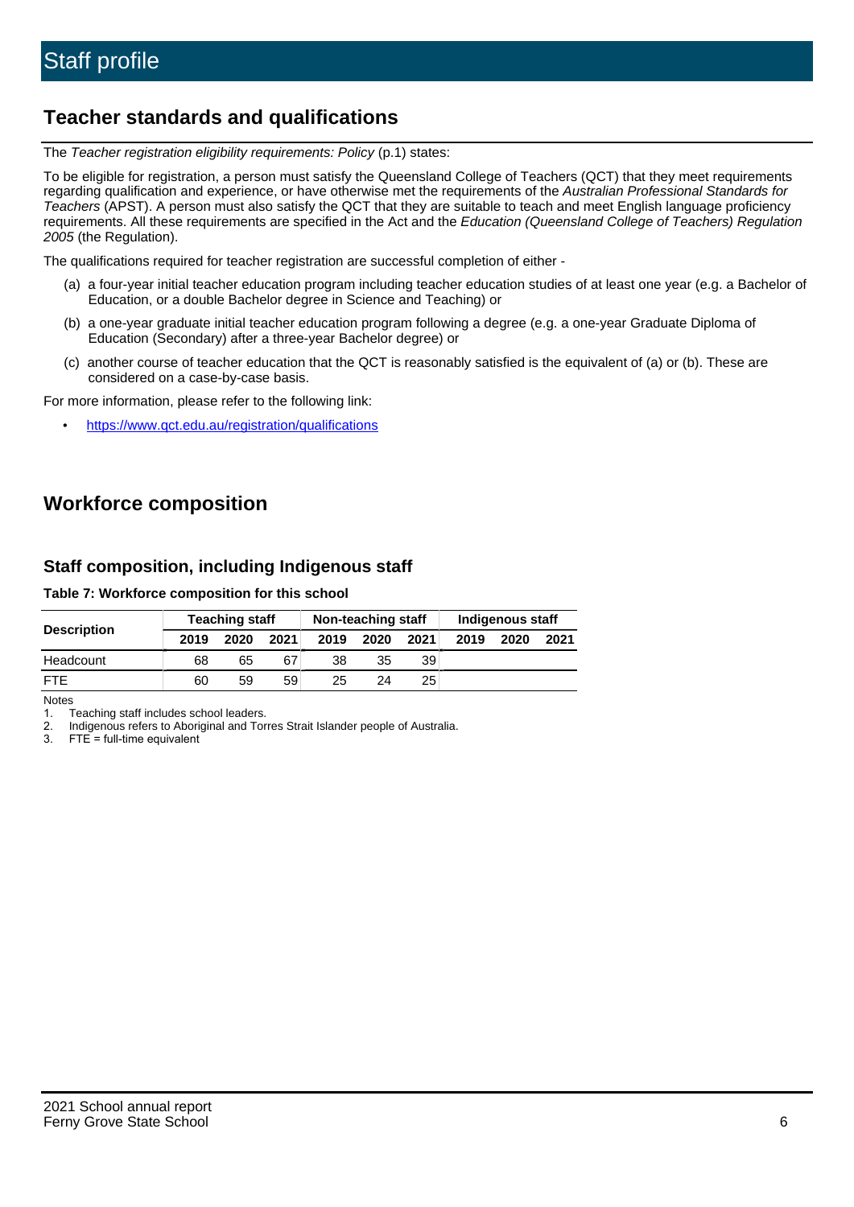# Staff profile

## Teacher standards and qualifications

The *Teacher registration eligibility requirements: Policy* (p.1) states:

To be eligible for registration, a person must satisfy the Queensland College of Teachers (QCT) that they meet requirements regarding qualification and experience, or have otherwise met the requirements of the *Australian Professional Standards for Teachers* (APST). A person must also satisfy the QCT that they are suitable to teach and meet English language proficiency requirements. All these requirements are specified in the Act and the *Education (Queensland College of Teachers) Regulation 2005* (the Regulation).

The qualifications required for teacher registration are successful completion of either -

(a) a four-year initial teacher education program including teacher education studies of at least one year (e.g. a Bachelor of Education, or a double Bachelor degree in Science and Teaching) or

(b) a one-year graduate initial teacher education program following a degree (e.g. a one-year Graduate Diploma of Education (Secondary) after a three-year Bachelor degree) or

(c) another course of teacher education that the QCT is reasonably satisfied is the equivalent of (a) or (b). These are considered on a case-by-case basis.

For more information, please refer to the following link:

- https://www.qct.edu.au/registration/qualifications

## Workforce composition

### Staff composition, including Indigenous staff

**Table 7: Workforce composition for this school**

| Description | Teaching staff | | | Non-teaching staff | | | Indigenous staff | | |
|---|---|---|---|---|---|---|---|---|---|
| | 2019 | 2020 | 2021 | 2019 | 2020 | 2021 | 2019 | 2020 | 2021 |
| Headcount | 68 | 65 | 67 | 38 | 35 | 39 | | | |
| FTE | 60 | 59 | 59 | 25 | 24 | 25 | | | |

Notes

1. Teaching staff includes school leaders.
2. Indigenous refers to Aboriginal and Torres Strait Islander people of Australia.
3. FTE = full-time equivalent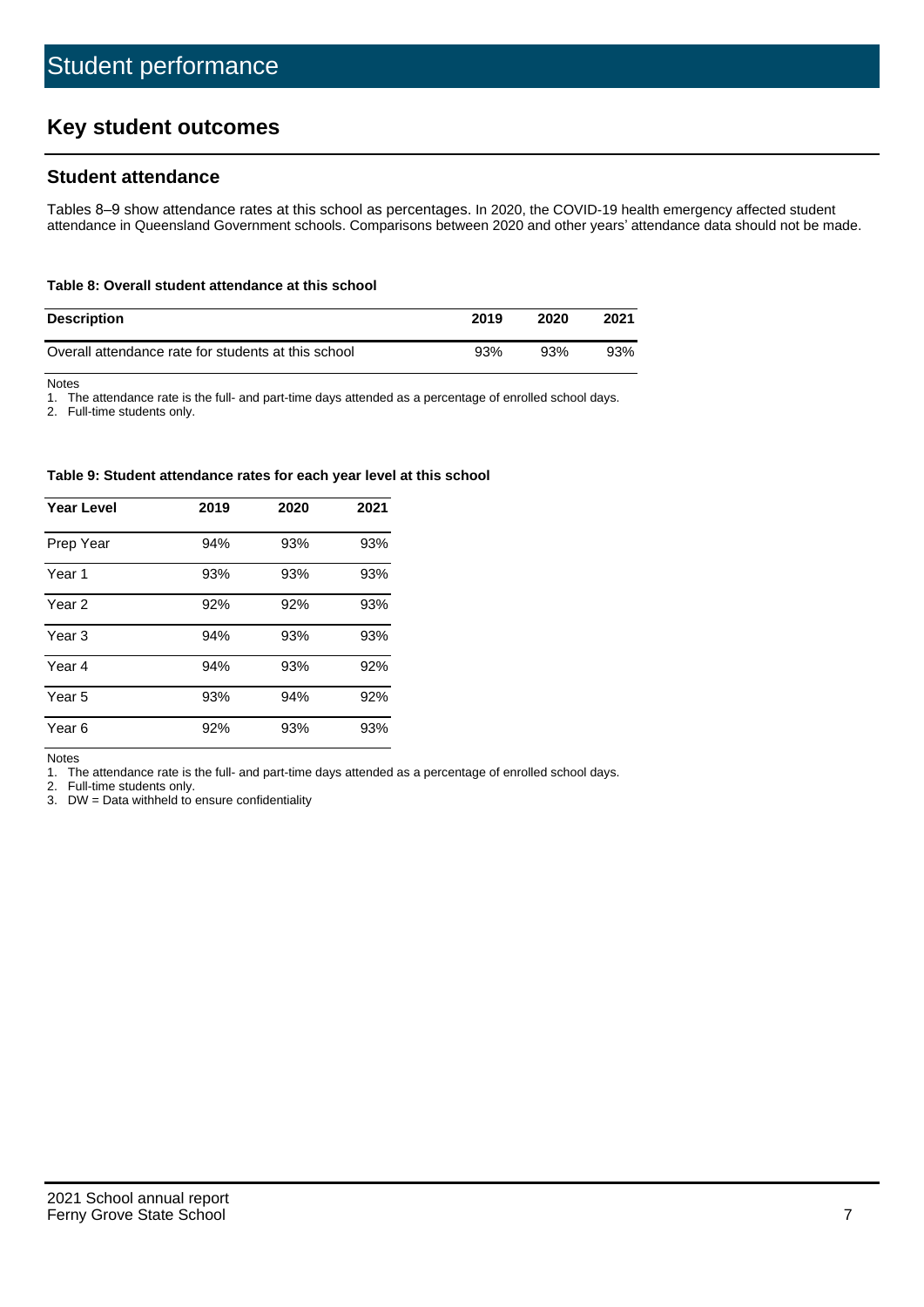# Student performance

## Key student outcomes

### Student attendance

Tables 8–9 show attendance rates at this school as percentages. In 2020, the COVID-19 health emergency affected student attendance in Queensland Government schools. Comparisons between 2020 and other years' attendance data should not be made.

**Table 8: Overall student attendance at this school**

| Description | 2019 | 2020 | 2021 |
|---|---|---|---|
| Overall attendance rate for students at this school | 93% | 93% | 93% |

Notes

1. The attendance rate is the full- and part-time days attended as a percentage of enrolled school days.
2. Full-time students only.

**Table 9: Student attendance rates for each year level at this school**

| Year Level | 2019 | 2020 | 2021 |
|---|---|---|---|
| Prep Year | 94% | 93% | 93% |
| Year 1 | 93% | 93% | 93% |
| Year 2 | 92% | 92% | 93% |
| Year 3 | 94% | 93% | 93% |
| Year 4 | 94% | 93% | 92% |
| Year 5 | 93% | 94% | 92% |
| Year 6 | 92% | 93% | 93% |

Notes

1. The attendance rate is the full- and part-time days attended as a percentage of enrolled school days.
2. Full-time students only.
3. DW = Data withheld to ensure confidentiality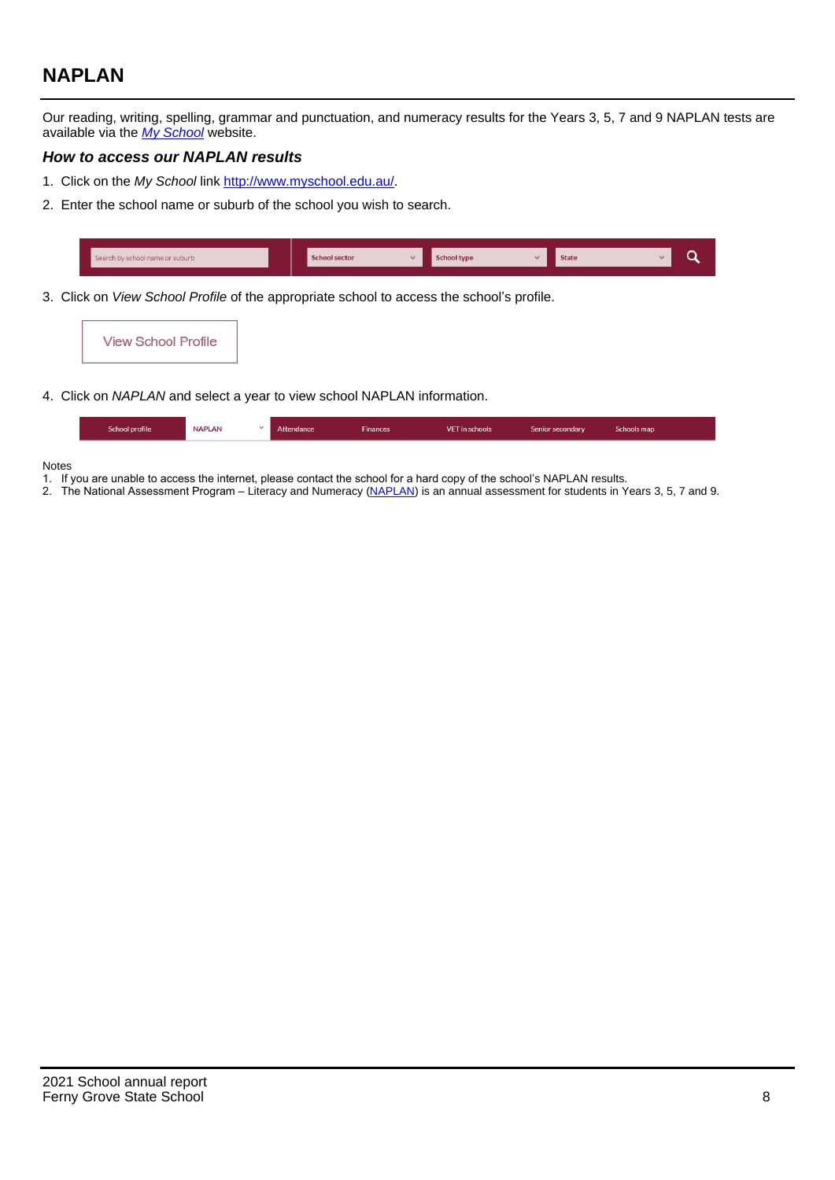## NAPLAN

Our reading, writing, spelling, grammar and punctuation, and numeracy results for the Years 3, 5, 7 and 9 NAPLAN tests are available via the [*My School*](http://www.myschool.edu.au/) website.

### *How to access our NAPLAN results*

1. Click on the *My School* link [http://www.myschool.edu.au/](http://www.myschool.edu.au/).
2. Enter the school name or suburb of the school you wish to search.

Search by school name or suburb | School sector | School type | State

3. Click on *View School Profile* of the appropriate school to access the school's profile.

View School Profile

4. Click on *NAPLAN* and select a year to view school NAPLAN information.

School profile | NAPLAN | Attendance | Finances | VET in schools | Senior secondary | Schools map

Notes

1. If you are unable to access the internet, please contact the school for a hard copy of the school's NAPLAN results.
2. The National Assessment Program – Literacy and Numeracy (NAPLAN) is an annual assessment for students in Years 3, 5, 7 and 9.